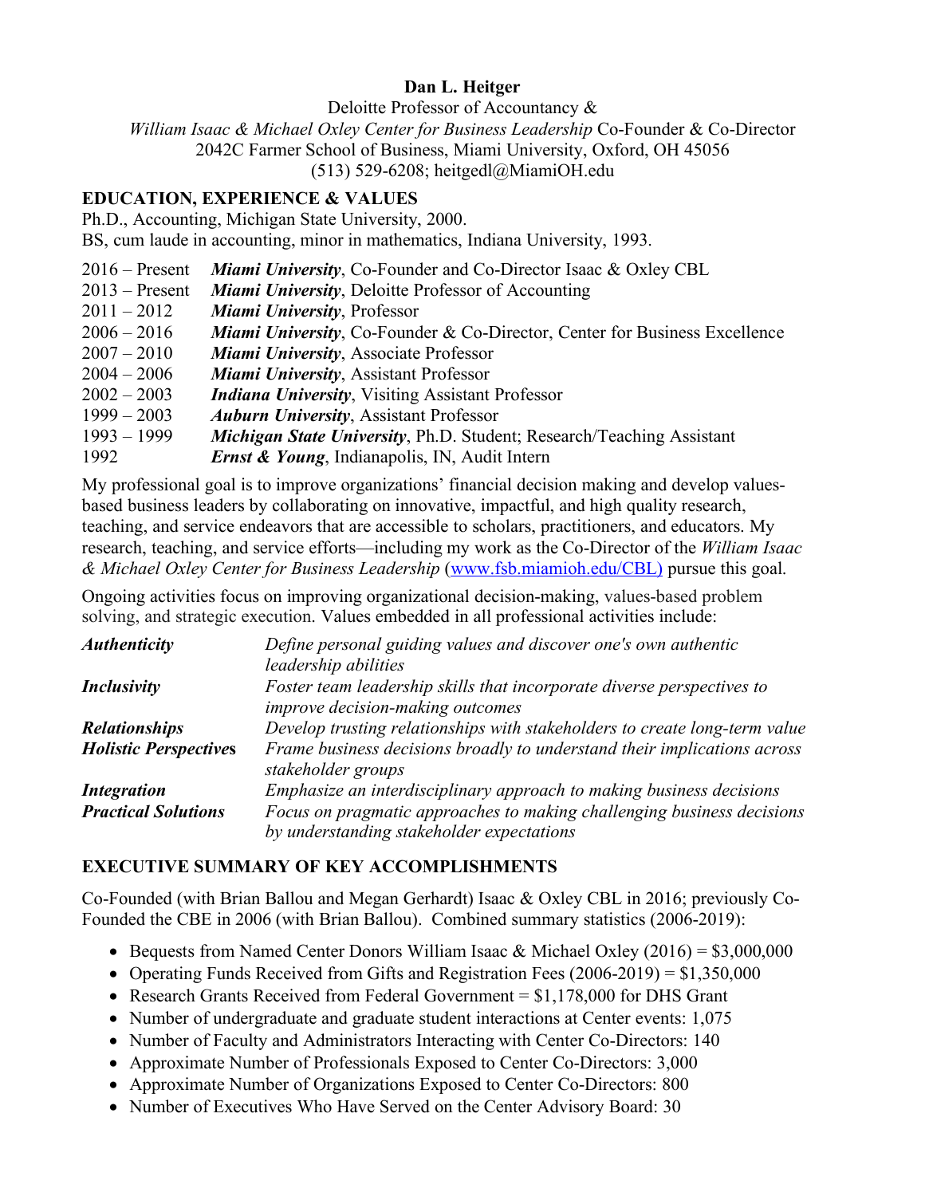# Dan L. Heitger

Deloitte Professor of Accountancy &
*William Isaac & Michael Oxley Center for Business Leadership* Co-Founder & Co-Director
2042C Farmer School of Business, Miami University, Oxford, OH 45056
(513) 529-6208; heitgedl@MiamiOH.edu

## EDUCATION, EXPERIENCE & VALUES

Ph.D., Accounting, Michigan State University, 2000.
BS, cum laude in accounting, minor in mathematics, Indiana University, 1993.

| | |
|---|---|
| 2016 – Present | ***Miami University***, Co-Founder and Co-Director Isaac & Oxley CBL |
| 2013 – Present | ***Miami University***, Deloitte Professor of Accounting |
| 2011 – 2012 | ***Miami University***, Professor |
| 2006 – 2016 | ***Miami University***, Co-Founder & Co-Director, Center for Business Excellence |
| 2007 – 2010 | ***Miami University***, Associate Professor |
| 2004 – 2006 | ***Miami University***, Assistant Professor |
| 2002 – 2003 | ***Indiana University***, Visiting Assistant Professor |
| 1999 – 2003 | ***Auburn University***, Assistant Professor |
| 1993 – 1999 | ***Michigan State University***, Ph.D. Student; Research/Teaching Assistant |
| 1992 | ***Ernst & Young***, Indianapolis, IN, Audit Intern |

My professional goal is to improve organizations' financial decision making and develop values-based business leaders by collaborating on innovative, impactful, and high quality research, teaching, and service endeavors that are accessible to scholars, practitioners, and educators. My research, teaching, and service efforts—including my work as the Co-Director of the *William Isaac & Michael Oxley Center for Business Leadership* (www.fsb.miamioh.edu/CBL) pursue this goal.

Ongoing activities focus on improving organizational decision-making, values-based problem solving, and strategic execution. Values embedded in all professional activities include:

| | |
|---|---|
| ***Authenticity*** | *Define personal guiding values and discover one's own authentic leadership abilities* |
| ***Inclusivity*** | *Foster team leadership skills that incorporate diverse perspectives to improve decision-making outcomes* |
| ***Relationships*** | *Develop trusting relationships with stakeholders to create long-term value* |
| ***Holistic Perspectives*** | *Frame business decisions broadly to understand their implications across stakeholder groups* |
| ***Integration*** | *Emphasize an interdisciplinary approach to making business decisions* |
| ***Practical Solutions*** | *Focus on pragmatic approaches to making challenging business decisions by understanding stakeholder expectations* |

## EXECUTIVE SUMMARY OF KEY ACCOMPLISHMENTS

Co-Founded (with Brian Ballou and Megan Gerhardt) Isaac & Oxley CBL in 2016; previously Co-Founded the CBE in 2006 (with Brian Ballou). Combined summary statistics (2006-2019):

- Bequests from Named Center Donors William Isaac & Michael Oxley (2016) = $3,000,000
- Operating Funds Received from Gifts and Registration Fees (2006-2019) = $1,350,000
- Research Grants Received from Federal Government = $1,178,000 for DHS Grant
- Number of undergraduate and graduate student interactions at Center events: 1,075
- Number of Faculty and Administrators Interacting with Center Co-Directors: 140
- Approximate Number of Professionals Exposed to Center Co-Directors: 3,000
- Approximate Number of Organizations Exposed to Center Co-Directors: 800
- Number of Executives Who Have Served on the Center Advisory Board: 30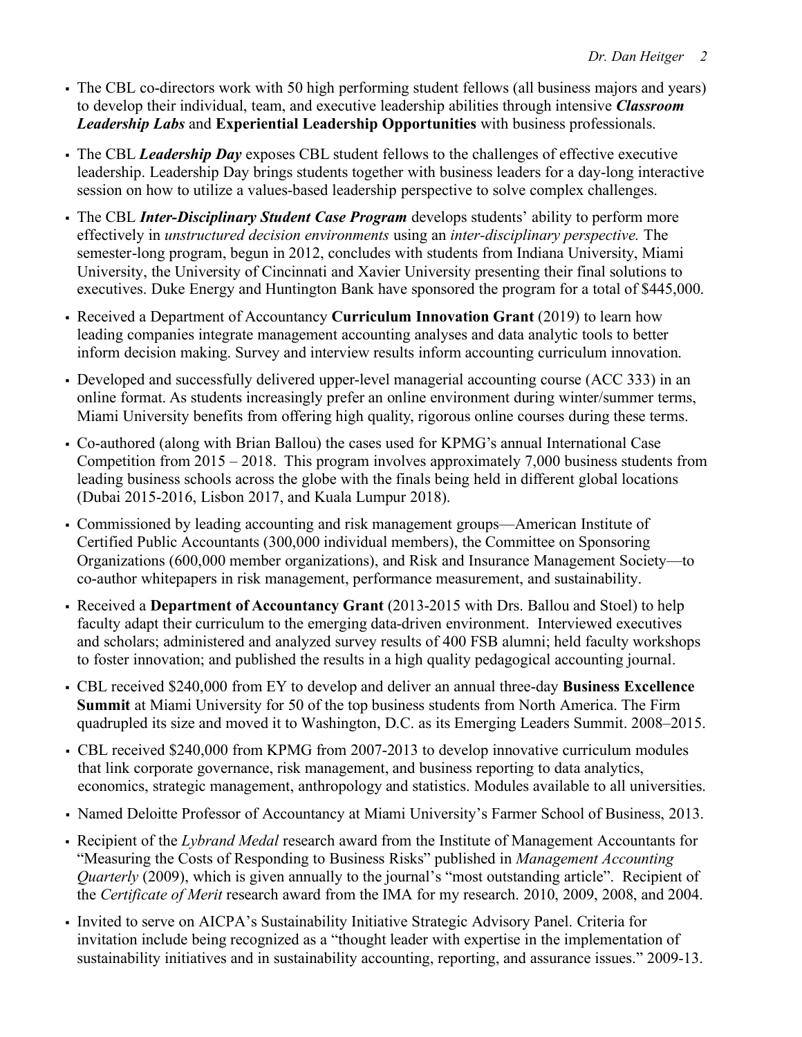- The CBL co-directors work with 50 high performing student fellows (all business majors and years) to develop their individual, team, and executive leadership abilities through intensive ***Classroom Leadership Labs*** and **Experiential Leadership Opportunities** with business professionals.

- The CBL ***Leadership Day*** exposes CBL student fellows to the challenges of effective executive leadership. Leadership Day brings students together with business leaders for a day-long interactive session on how to utilize a values-based leadership perspective to solve complex challenges.

- The CBL ***Inter-Disciplinary Student Case Program*** develops students' ability to perform more effectively in *unstructured decision environments* using an *inter-disciplinary perspective.* The semester-long program, begun in 2012, concludes with students from Indiana University, Miami University, the University of Cincinnati and Xavier University presenting their final solutions to executives. Duke Energy and Huntington Bank have sponsored the program for a total of $445,000.

- Received a Department of Accountancy **Curriculum Innovation Grant** (2019) to learn how leading companies integrate management accounting analyses and data analytic tools to better inform decision making. Survey and interview results inform accounting curriculum innovation.

- Developed and successfully delivered upper-level managerial accounting course (ACC 333) in an online format. As students increasingly prefer an online environment during winter/summer terms, Miami University benefits from offering high quality, rigorous online courses during these terms.

- Co-authored (along with Brian Ballou) the cases used for KPMG's annual International Case Competition from 2015 – 2018. This program involves approximately 7,000 business students from leading business schools across the globe with the finals being held in different global locations (Dubai 2015-2016, Lisbon 2017, and Kuala Lumpur 2018).

- Commissioned by leading accounting and risk management groups—American Institute of Certified Public Accountants (300,000 individual members), the Committee on Sponsoring Organizations (600,000 member organizations), and Risk and Insurance Management Society—to co-author whitepapers in risk management, performance measurement, and sustainability.

- Received a **Department of Accountancy Grant** (2013-2015 with Drs. Ballou and Stoel) to help faculty adapt their curriculum to the emerging data-driven environment. Interviewed executives and scholars; administered and analyzed survey results of 400 FSB alumni; held faculty workshops to foster innovation; and published the results in a high quality pedagogical accounting journal.

- CBL received $240,000 from EY to develop and deliver an annual three-day **Business Excellence Summit** at Miami University for 50 of the top business students from North America. The Firm quadrupled its size and moved it to Washington, D.C. as its Emerging Leaders Summit. 2008–2015.

- CBL received $240,000 from KPMG from 2007-2013 to develop innovative curriculum modules that link corporate governance, risk management, and business reporting to data analytics, economics, strategic management, anthropology and statistics. Modules available to all universities.

- Named Deloitte Professor of Accountancy at Miami University's Farmer School of Business, 2013.

- Recipient of the *Lybrand Medal* research award from the Institute of Management Accountants for "Measuring the Costs of Responding to Business Risks" published in *Management Accounting Quarterly* (2009), which is given annually to the journal's "most outstanding article". Recipient of the *Certificate of Merit* research award from the IMA for my research. 2010, 2009, 2008, and 2004.

- Invited to serve on AICPA's Sustainability Initiative Strategic Advisory Panel. Criteria for invitation include being recognized as a "thought leader with expertise in the implementation of sustainability initiatives and in sustainability accounting, reporting, and assurance issues." 2009-13.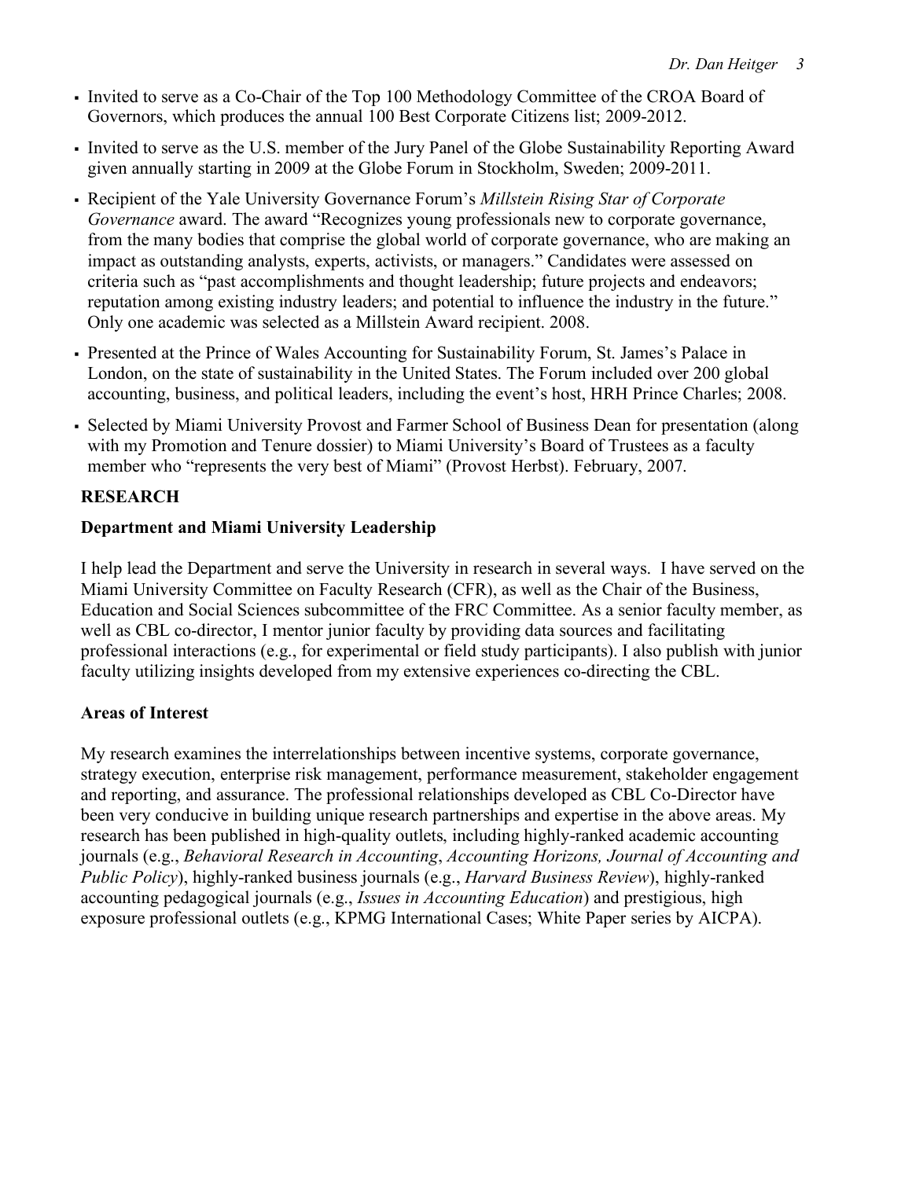- Invited to serve as a Co-Chair of the Top 100 Methodology Committee of the CROA Board of Governors, which produces the annual 100 Best Corporate Citizens list; 2009-2012.
- Invited to serve as the U.S. member of the Jury Panel of the Globe Sustainability Reporting Award given annually starting in 2009 at the Globe Forum in Stockholm, Sweden; 2009-2011.
- Recipient of the Yale University Governance Forum's *Millstein Rising Star of Corporate Governance* award. The award "Recognizes young professionals new to corporate governance, from the many bodies that comprise the global world of corporate governance, who are making an impact as outstanding analysts, experts, activists, or managers." Candidates were assessed on criteria such as "past accomplishments and thought leadership; future projects and endeavors; reputation among existing industry leaders; and potential to influence the industry in the future." Only one academic was selected as a Millstein Award recipient. 2008.
- Presented at the Prince of Wales Accounting for Sustainability Forum, St. James's Palace in London, on the state of sustainability in the United States. The Forum included over 200 global accounting, business, and political leaders, including the event's host, HRH Prince Charles; 2008.
- Selected by Miami University Provost and Farmer School of Business Dean for presentation (along with my Promotion and Tenure dossier) to Miami University's Board of Trustees as a faculty member who "represents the very best of Miami" (Provost Herbst). February, 2007.

## RESEARCH

### Department and Miami University Leadership

I help lead the Department and serve the University in research in several ways. I have served on the Miami University Committee on Faculty Research (CFR), as well as the Chair of the Business, Education and Social Sciences subcommittee of the FRC Committee. As a senior faculty member, as well as CBL co-director, I mentor junior faculty by providing data sources and facilitating professional interactions (e.g., for experimental or field study participants). I also publish with junior faculty utilizing insights developed from my extensive experiences co-directing the CBL.

### Areas of Interest

My research examines the interrelationships between incentive systems, corporate governance, strategy execution, enterprise risk management, performance measurement, stakeholder engagement and reporting, and assurance. The professional relationships developed as CBL Co-Director have been very conducive in building unique research partnerships and expertise in the above areas. My research has been published in high-quality outlets, including highly-ranked academic accounting journals (e.g., *Behavioral Research in Accounting*, *Accounting Horizons, Journal of Accounting and Public Policy*), highly-ranked business journals (e.g., *Harvard Business Review*), highly-ranked accounting pedagogical journals (e.g., *Issues in Accounting Education*) and prestigious, high exposure professional outlets (e.g., KPMG International Cases; White Paper series by AICPA).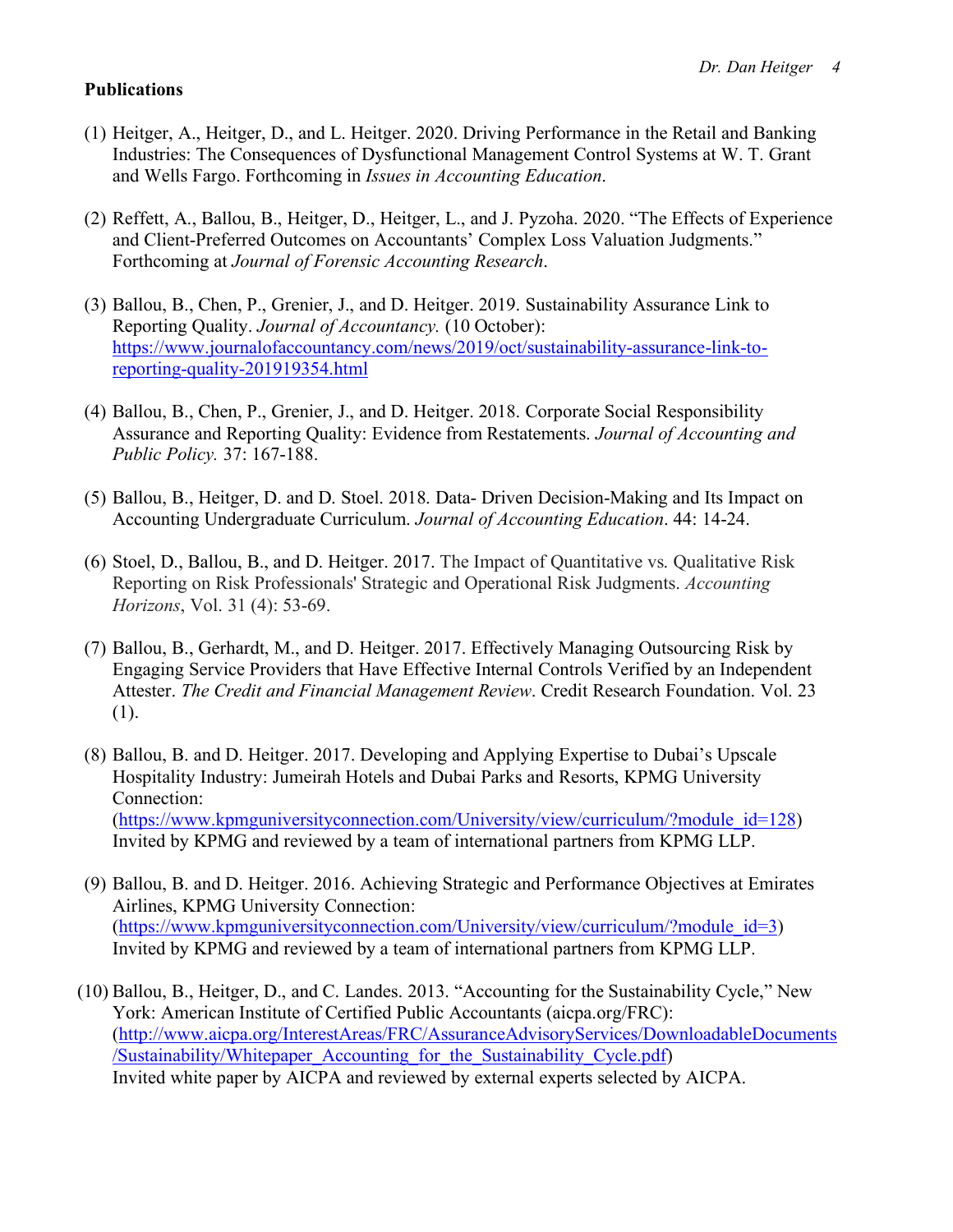**Publications**

(1) Heitger, A., Heitger, D., and L. Heitger. 2020. Driving Performance in the Retail and Banking Industries: The Consequences of Dysfunctional Management Control Systems at W. T. Grant and Wells Fargo. Forthcoming in *Issues in Accounting Education*.

(2) Reffett, A., Ballou, B., Heitger, D., Heitger, L., and J. Pyzoha. 2020. "The Effects of Experience and Client-Preferred Outcomes on Accountants' Complex Loss Valuation Judgments." Forthcoming at *Journal of Forensic Accounting Research*.

(3) Ballou, B., Chen, P., Grenier, J., and D. Heitger. 2019. Sustainability Assurance Link to Reporting Quality. *Journal of Accountancy.* (10 October): https://www.journalofaccountancy.com/news/2019/oct/sustainability-assurance-link-to-reporting-quality-201919354.html

(4) Ballou, B., Chen, P., Grenier, J., and D. Heitger. 2018. Corporate Social Responsibility Assurance and Reporting Quality: Evidence from Restatements. *Journal of Accounting and Public Policy.* 37: 167-188.

(5) Ballou, B., Heitger, D. and D. Stoel. 2018. Data- Driven Decision-Making and Its Impact on Accounting Undergraduate Curriculum. *Journal of Accounting Education*. 44: 14-24.

(6) Stoel, D., Ballou, B., and D. Heitger. 2017. The Impact of Quantitative vs. Qualitative Risk Reporting on Risk Professionals' Strategic and Operational Risk Judgments. *Accounting Horizons*, Vol. 31 (4): 53-69.

(7) Ballou, B., Gerhardt, M., and D. Heitger. 2017. Effectively Managing Outsourcing Risk by Engaging Service Providers that Have Effective Internal Controls Verified by an Independent Attester. *The Credit and Financial Management Review*. Credit Research Foundation. Vol. 23 (1).

(8) Ballou, B. and D. Heitger. 2017. Developing and Applying Expertise to Dubai's Upscale Hospitality Industry: Jumeirah Hotels and Dubai Parks and Resorts, KPMG University Connection: (https://www.kpmguniversityconnection.com/University/view/curriculum/?module_id=128) Invited by KPMG and reviewed by a team of international partners from KPMG LLP.

(9) Ballou, B. and D. Heitger. 2016. Achieving Strategic and Performance Objectives at Emirates Airlines, KPMG University Connection: (https://www.kpmguniversityconnection.com/University/view/curriculum/?module_id=3) Invited by KPMG and reviewed by a team of international partners from KPMG LLP.

(10) Ballou, B., Heitger, D., and C. Landes. 2013. "Accounting for the Sustainability Cycle," New York: American Institute of Certified Public Accountants (aicpa.org/FRC): (http://www.aicpa.org/InterestAreas/FRC/AssuranceAdvisoryServices/DownloadableDocuments/Sustainability/Whitepaper_Accounting_for_the_Sustainability_Cycle.pdf) Invited white paper by AICPA and reviewed by external experts selected by AICPA.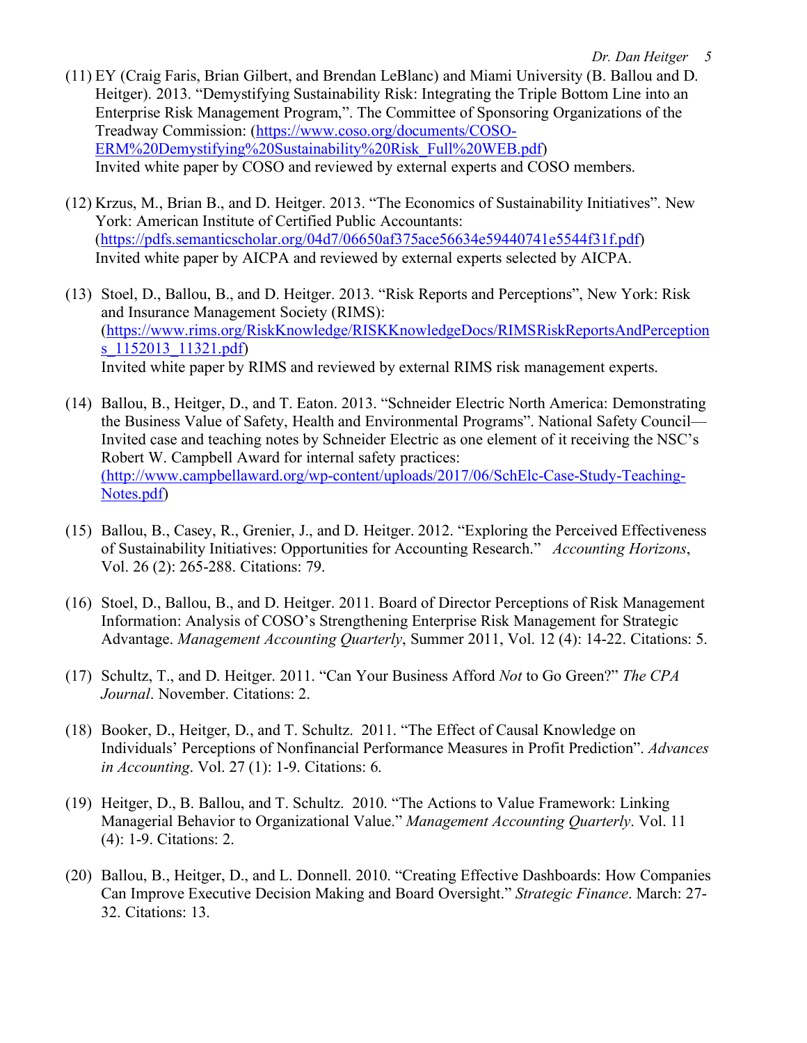(11) EY (Craig Faris, Brian Gilbert, and Brendan LeBlanc) and Miami University (B. Ballou and D. Heitger). 2013. "Demystifying Sustainability Risk: Integrating the Triple Bottom Line into an Enterprise Risk Management Program,". The Committee of Sponsoring Organizations of the Treadway Commission: (https://www.coso.org/documents/COSO-ERM%20Demystifying%20Sustainability%20Risk_Full%20WEB.pdf)
Invited white paper by COSO and reviewed by external experts and COSO members.

(12) Krzus, M., Brian B., and D. Heitger. 2013. "The Economics of Sustainability Initiatives". New York: American Institute of Certified Public Accountants: (https://pdfs.semanticscholar.org/04d7/06650af375ace56634e59440741e5544f31f.pdf)
Invited white paper by AICPA and reviewed by external experts selected by AICPA.

(13) Stoel, D., Ballou, B., and D. Heitger. 2013. "Risk Reports and Perceptions", New York: Risk and Insurance Management Society (RIMS): (https://www.rims.org/RiskKnowledge/RISKKnowledgeDocs/RIMSRiskReportsAndPerceptions_1152013_11321.pdf)
Invited white paper by RIMS and reviewed by external RIMS risk management experts.

(14) Ballou, B., Heitger, D., and T. Eaton. 2013. "Schneider Electric North America: Demonstrating the Business Value of Safety, Health and Environmental Programs". National Safety Council—Invited case and teaching notes by Schneider Electric as one element of it receiving the NSC's Robert W. Campbell Award for internal safety practices: (http://www.campbellaward.org/wp-content/uploads/2017/06/SchElc-Case-Study-Teaching-Notes.pdf)

(15) Ballou, B., Casey, R., Grenier, J., and D. Heitger. 2012. "Exploring the Perceived Effectiveness of Sustainability Initiatives: Opportunities for Accounting Research." *Accounting Horizons*, Vol. 26 (2): 265-288. Citations: 79.

(16) Stoel, D., Ballou, B., and D. Heitger. 2011. Board of Director Perceptions of Risk Management Information: Analysis of COSO's Strengthening Enterprise Risk Management for Strategic Advantage. *Management Accounting Quarterly*, Summer 2011, Vol. 12 (4): 14-22. Citations: 5.

(17) Schultz, T., and D. Heitger. 2011. "Can Your Business Afford *Not* to Go Green?" *The CPA Journal*. November. Citations: 2.

(18) Booker, D., Heitger, D., and T. Schultz. 2011. "The Effect of Causal Knowledge on Individuals' Perceptions of Nonfinancial Performance Measures in Profit Prediction". *Advances in Accounting*. Vol. 27 (1): 1-9. Citations: 6.

(19) Heitger, D., B. Ballou, and T. Schultz. 2010. "The Actions to Value Framework: Linking Managerial Behavior to Organizational Value." *Management Accounting Quarterly*. Vol. 11 (4): 1-9. Citations: 2.

(20) Ballou, B., Heitger, D., and L. Donnell. 2010. "Creating Effective Dashboards: How Companies Can Improve Executive Decision Making and Board Oversight." *Strategic Finance*. March: 27-32. Citations: 13.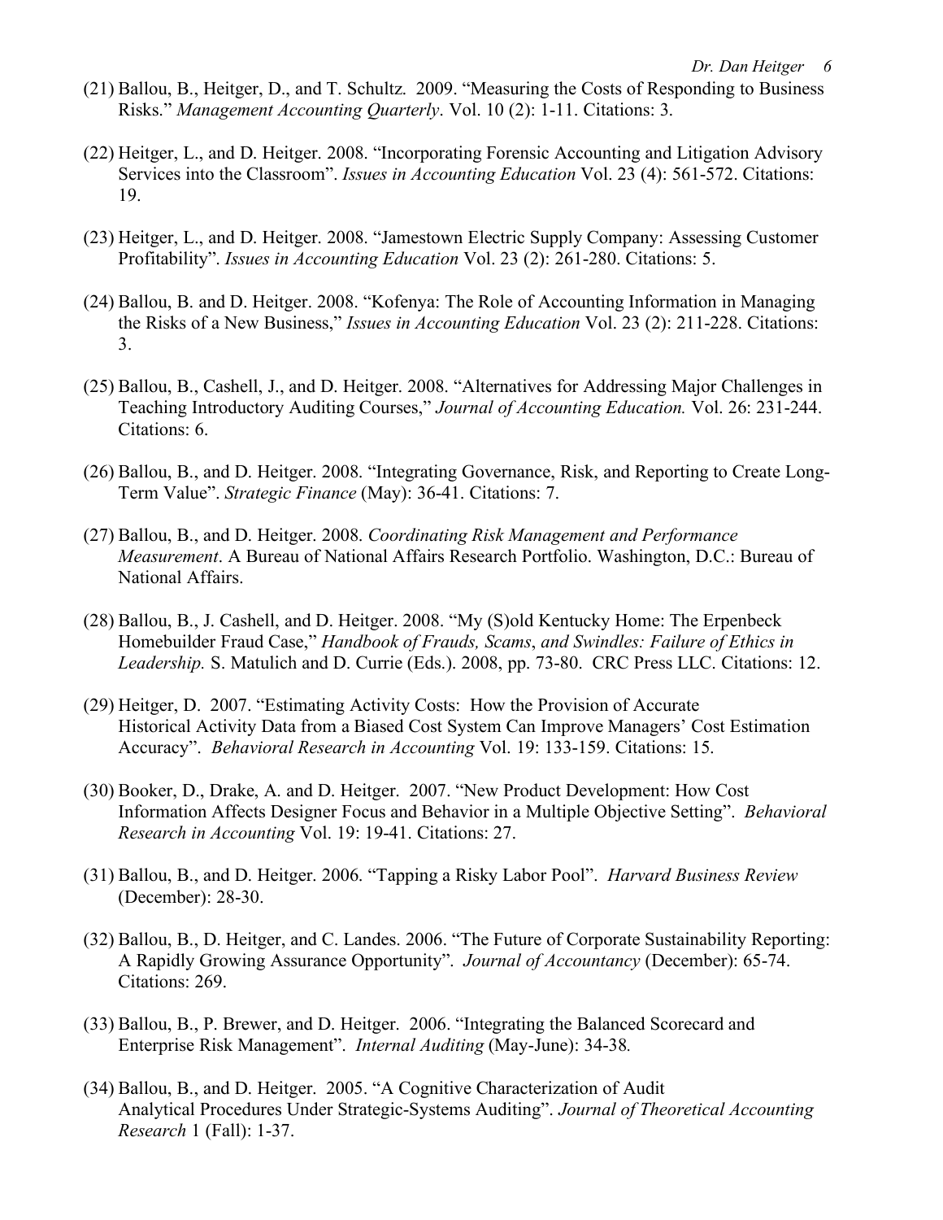(21) Ballou, B., Heitger, D., and T. Schultz. 2009. "Measuring the Costs of Responding to Business Risks." *Management Accounting Quarterly*. Vol. 10 (2): 1-11. Citations: 3.

(22) Heitger, L., and D. Heitger. 2008. "Incorporating Forensic Accounting and Litigation Advisory Services into the Classroom". *Issues in Accounting Education* Vol. 23 (4): 561-572. Citations: 19.

(23) Heitger, L., and D. Heitger. 2008. "Jamestown Electric Supply Company: Assessing Customer Profitability". *Issues in Accounting Education* Vol. 23 (2): 261-280. Citations: 5.

(24) Ballou, B. and D. Heitger. 2008. "Kofenya: The Role of Accounting Information in Managing the Risks of a New Business," *Issues in Accounting Education* Vol. 23 (2): 211-228. Citations: 3.

(25) Ballou, B., Cashell, J., and D. Heitger. 2008. "Alternatives for Addressing Major Challenges in Teaching Introductory Auditing Courses," *Journal of Accounting Education.* Vol. 26: 231-244. Citations: 6.

(26) Ballou, B., and D. Heitger. 2008. "Integrating Governance, Risk, and Reporting to Create Long-Term Value". *Strategic Finance* (May): 36-41. Citations: 7.

(27) Ballou, B., and D. Heitger. 2008. *Coordinating Risk Management and Performance Measurement*. A Bureau of National Affairs Research Portfolio. Washington, D.C.: Bureau of National Affairs.

(28) Ballou, B., J. Cashell, and D. Heitger. 2008. "My (S)old Kentucky Home: The Erpenbeck Homebuilder Fraud Case," *Handbook of Frauds, Scams, and Swindles: Failure of Ethics in Leadership.* S. Matulich and D. Currie (Eds.). 2008, pp. 73-80. CRC Press LLC. Citations: 12.

(29) Heitger, D. 2007. "Estimating Activity Costs: How the Provision of Accurate Historical Activity Data from a Biased Cost System Can Improve Managers' Cost Estimation Accuracy". *Behavioral Research in Accounting* Vol. 19: 133-159. Citations: 15.

(30) Booker, D., Drake, A. and D. Heitger. 2007. "New Product Development: How Cost Information Affects Designer Focus and Behavior in a Multiple Objective Setting". *Behavioral Research in Accounting* Vol. 19: 19-41. Citations: 27.

(31) Ballou, B., and D. Heitger. 2006. "Tapping a Risky Labor Pool". *Harvard Business Review* (December): 28-30.

(32) Ballou, B., D. Heitger, and C. Landes. 2006. "The Future of Corporate Sustainability Reporting: A Rapidly Growing Assurance Opportunity". *Journal of Accountancy* (December): 65-74. Citations: 269.

(33) Ballou, B., P. Brewer, and D. Heitger. 2006. "Integrating the Balanced Scorecard and Enterprise Risk Management". *Internal Auditing* (May-June): 34-38.

(34) Ballou, B., and D. Heitger. 2005. "A Cognitive Characterization of Audit Analytical Procedures Under Strategic-Systems Auditing". *Journal of Theoretical Accounting Research* 1 (Fall): 1-37.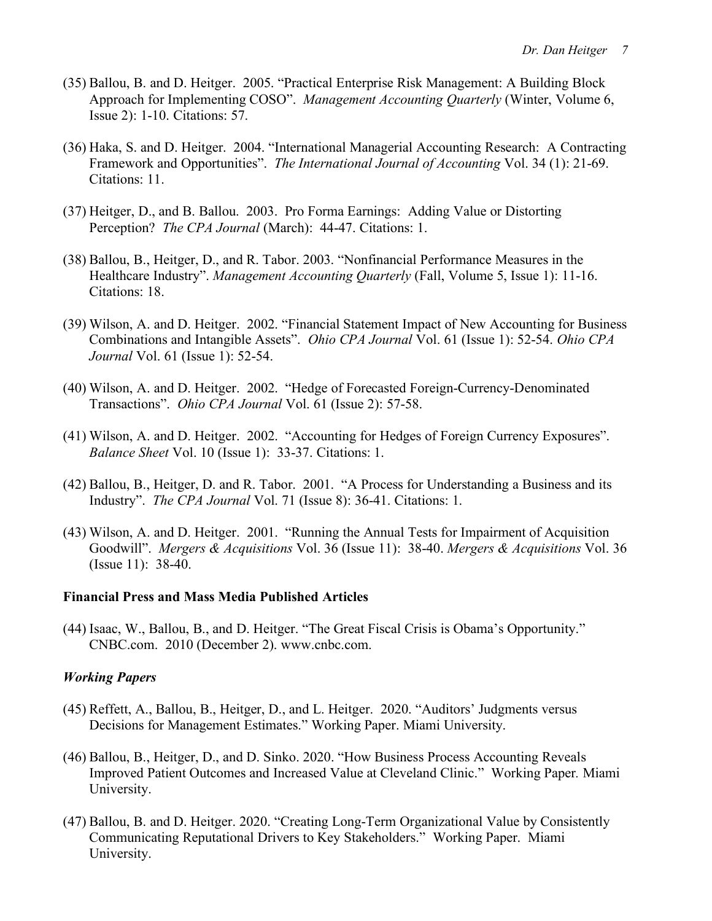(35) Ballou, B. and D. Heitger. 2005. “Practical Enterprise Risk Management: A Building Block Approach for Implementing COSO”. *Management Accounting Quarterly* (Winter, Volume 6, Issue 2): 1-10. Citations: 57.

(36) Haka, S. and D. Heitger. 2004. “International Managerial Accounting Research: A Contracting Framework and Opportunities”. *The International Journal of Accounting* Vol. 34 (1): 21-69. Citations: 11.

(37) Heitger, D., and B. Ballou. 2003. Pro Forma Earnings: Adding Value or Distorting Perception? *The CPA Journal* (March): 44-47. Citations: 1.

(38) Ballou, B., Heitger, D., and R. Tabor. 2003. “Nonfinancial Performance Measures in the Healthcare Industry”. *Management Accounting Quarterly* (Fall, Volume 5, Issue 1): 11-16. Citations: 18.

(39) Wilson, A. and D. Heitger. 2002. “Financial Statement Impact of New Accounting for Business Combinations and Intangible Assets”. *Ohio CPA Journal* Vol. 61 (Issue 1): 52-54. *Ohio CPA Journal* Vol. 61 (Issue 1): 52-54.

(40) Wilson, A. and D. Heitger. 2002. “Hedge of Forecasted Foreign-Currency-Denominated Transactions”. *Ohio CPA Journal* Vol. 61 (Issue 2): 57-58.

(41) Wilson, A. and D. Heitger. 2002. “Accounting for Hedges of Foreign Currency Exposures”. *Balance Sheet* Vol. 10 (Issue 1): 33-37. Citations: 1.

(42) Ballou, B., Heitger, D. and R. Tabor. 2001. “A Process for Understanding a Business and its Industry”. *The CPA Journal* Vol. 71 (Issue 8): 36-41. Citations: 1.

(43) Wilson, A. and D. Heitger. 2001. “Running the Annual Tests for Impairment of Acquisition Goodwill”. *Mergers & Acquisitions* Vol. 36 (Issue 11): 38-40. *Mergers & Acquisitions* Vol. 36 (Issue 11): 38-40.

**Financial Press and Mass Media Published Articles**

(44) Isaac, W., Ballou, B., and D. Heitger. “The Great Fiscal Crisis is Obama’s Opportunity.” CNBC.com. 2010 (December 2). www.cnbc.com.

***Working Papers***

(45) Reffett, A., Ballou, B., Heitger, D., and L. Heitger. 2020. “Auditors’ Judgments versus Decisions for Management Estimates.” Working Paper. Miami University.

(46) Ballou, B., Heitger, D., and D. Sinko. 2020. “How Business Process Accounting Reveals Improved Patient Outcomes and Increased Value at Cleveland Clinic.” Working Paper. Miami University.

(47) Ballou, B. and D. Heitger. 2020. “Creating Long-Term Organizational Value by Consistently Communicating Reputational Drivers to Key Stakeholders.” Working Paper. Miami University.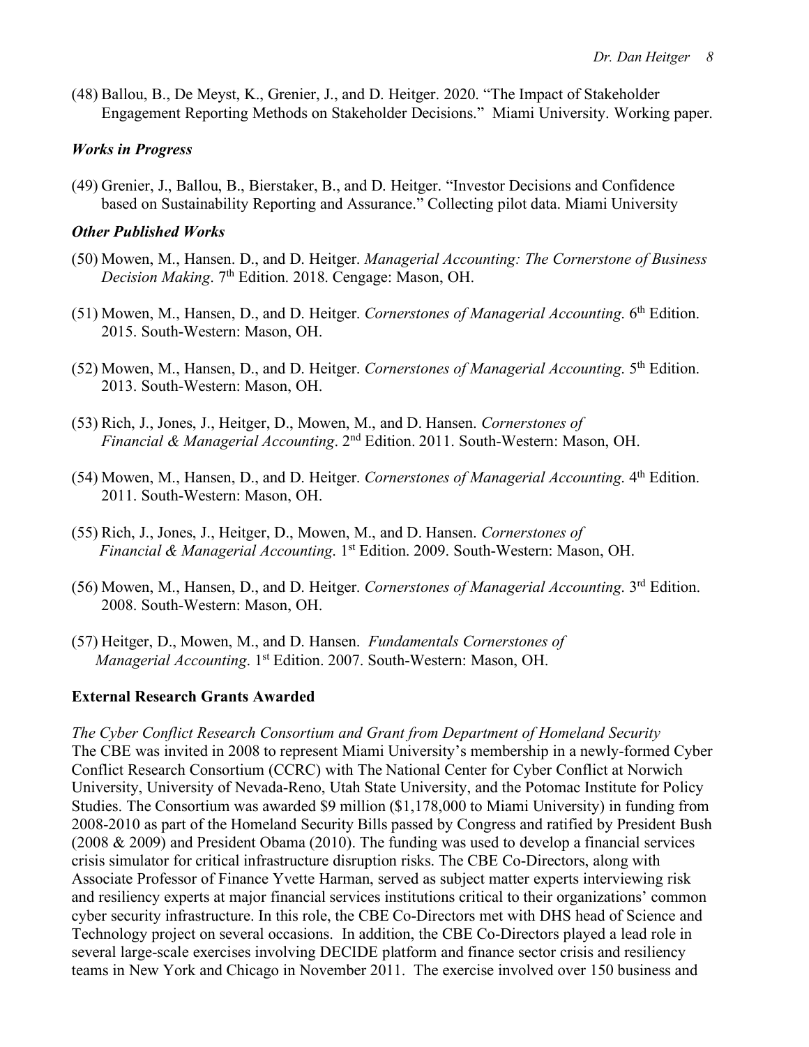(48) Ballou, B., De Meyst, K., Grenier, J., and D. Heitger. 2020. "The Impact of Stakeholder Engagement Reporting Methods on Stakeholder Decisions." Miami University. Working paper.

### *Works in Progress*

(49) Grenier, J., Ballou, B., Bierstaker, B., and D. Heitger. "Investor Decisions and Confidence based on Sustainability Reporting and Assurance." Collecting pilot data. Miami University

### *Other Published Works*

(50) Mowen, M., Hansen. D., and D. Heitger. *Managerial Accounting: The Cornerstone of Business Decision Making*. 7th Edition. 2018. Cengage: Mason, OH.

(51) Mowen, M., Hansen, D., and D. Heitger. *Cornerstones of Managerial Accounting*. 6th Edition. 2015. South-Western: Mason, OH.

(52) Mowen, M., Hansen, D., and D. Heitger. *Cornerstones of Managerial Accounting*. 5th Edition. 2013. South-Western: Mason, OH.

(53) Rich, J., Jones, J., Heitger, D., Mowen, M., and D. Hansen. *Cornerstones of Financial & Managerial Accounting*. 2nd Edition. 2011. South-Western: Mason, OH.

(54) Mowen, M., Hansen, D., and D. Heitger. *Cornerstones of Managerial Accounting*. 4th Edition. 2011. South-Western: Mason, OH.

(55) Rich, J., Jones, J., Heitger, D., Mowen, M., and D. Hansen. *Cornerstones of Financial & Managerial Accounting*. 1st Edition. 2009. South-Western: Mason, OH.

(56) Mowen, M., Hansen, D., and D. Heitger. *Cornerstones of Managerial Accounting*. 3rd Edition. 2008. South-Western: Mason, OH.

(57) Heitger, D., Mowen, M., and D. Hansen. *Fundamentals Cornerstones of Managerial Accounting*. 1st Edition. 2007. South-Western: Mason, OH.

## **External Research Grants Awarded**

*The Cyber Conflict Research Consortium and Grant from Department of Homeland Security*
The CBE was invited in 2008 to represent Miami University's membership in a newly-formed Cyber Conflict Research Consortium (CCRC) with The National Center for Cyber Conflict at Norwich University, University of Nevada-Reno, Utah State University, and the Potomac Institute for Policy Studies. The Consortium was awarded $9 million ($1,178,000 to Miami University) in funding from 2008-2010 as part of the Homeland Security Bills passed by Congress and ratified by President Bush (2008 & 2009) and President Obama (2010). The funding was used to develop a financial services crisis simulator for critical infrastructure disruption risks. The CBE Co-Directors, along with Associate Professor of Finance Yvette Harman, served as subject matter experts interviewing risk and resiliency experts at major financial services institutions critical to their organizations' common cyber security infrastructure. In this role, the CBE Co-Directors met with DHS head of Science and Technology project on several occasions. In addition, the CBE Co-Directors played a lead role in several large-scale exercises involving DECIDE platform and finance sector crisis and resiliency teams in New York and Chicago in November 2011. The exercise involved over 150 business and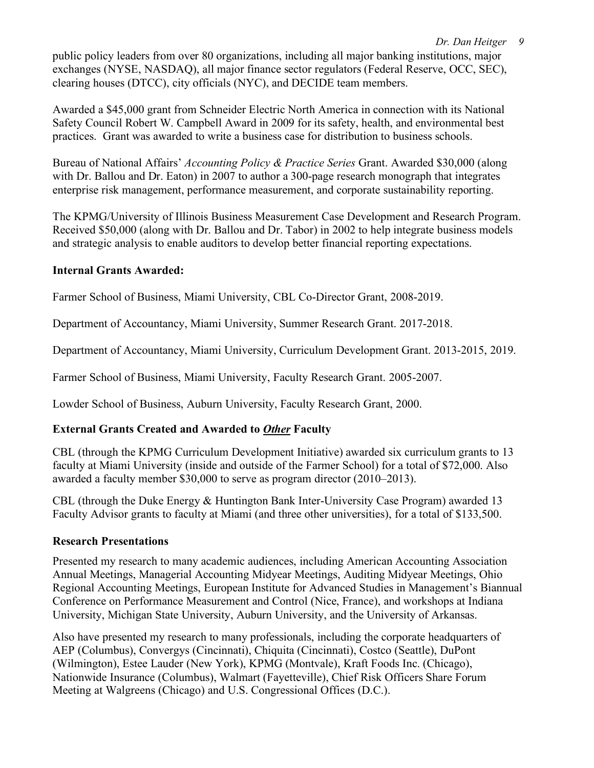public policy leaders from over 80 organizations, including all major banking institutions, major exchanges (NYSE, NASDAQ), all major finance sector regulators (Federal Reserve, OCC, SEC), clearing houses (DTCC), city officials (NYC), and DECIDE team members.

Awarded a $45,000 grant from Schneider Electric North America in connection with its National Safety Council Robert W. Campbell Award in 2009 for its safety, health, and environmental best practices. Grant was awarded to write a business case for distribution to business schools.

Bureau of National Affairs' *Accounting Policy & Practice Series* Grant. Awarded $30,000 (along with Dr. Ballou and Dr. Eaton) in 2007 to author a 300-page research monograph that integrates enterprise risk management, performance measurement, and corporate sustainability reporting.

The KPMG/University of Illinois Business Measurement Case Development and Research Program. Received $50,000 (along with Dr. Ballou and Dr. Tabor) in 2002 to help integrate business models and strategic analysis to enable auditors to develop better financial reporting expectations.

**Internal Grants Awarded:**

Farmer School of Business, Miami University, CBL Co-Director Grant, 2008-2019.

Department of Accountancy, Miami University, Summer Research Grant. 2017-2018.

Department of Accountancy, Miami University, Curriculum Development Grant. 2013-2015, 2019.

Farmer School of Business, Miami University, Faculty Research Grant. 2005-2007.

Lowder School of Business, Auburn University, Faculty Research Grant, 2000.

**External Grants Created and Awarded to *<u>Other</u>* Faculty**

CBL (through the KPMG Curriculum Development Initiative) awarded six curriculum grants to 13 faculty at Miami University (inside and outside of the Farmer School) for a total of $72,000. Also awarded a faculty member $30,000 to serve as program director (2010–2013).

CBL (through the Duke Energy & Huntington Bank Inter-University Case Program) awarded 13 Faculty Advisor grants to faculty at Miami (and three other universities), for a total of $133,500.

**Research Presentations**

Presented my research to many academic audiences, including American Accounting Association Annual Meetings, Managerial Accounting Midyear Meetings, Auditing Midyear Meetings, Ohio Regional Accounting Meetings, European Institute for Advanced Studies in Management's Biannual Conference on Performance Measurement and Control (Nice, France), and workshops at Indiana University, Michigan State University, Auburn University, and the University of Arkansas.

Also have presented my research to many professionals, including the corporate headquarters of AEP (Columbus), Convergys (Cincinnati), Chiquita (Cincinnati), Costco (Seattle), DuPont (Wilmington), Estee Lauder (New York), KPMG (Montvale), Kraft Foods Inc. (Chicago), Nationwide Insurance (Columbus), Walmart (Fayetteville), Chief Risk Officers Share Forum Meeting at Walgreens (Chicago) and U.S. Congressional Offices (D.C.).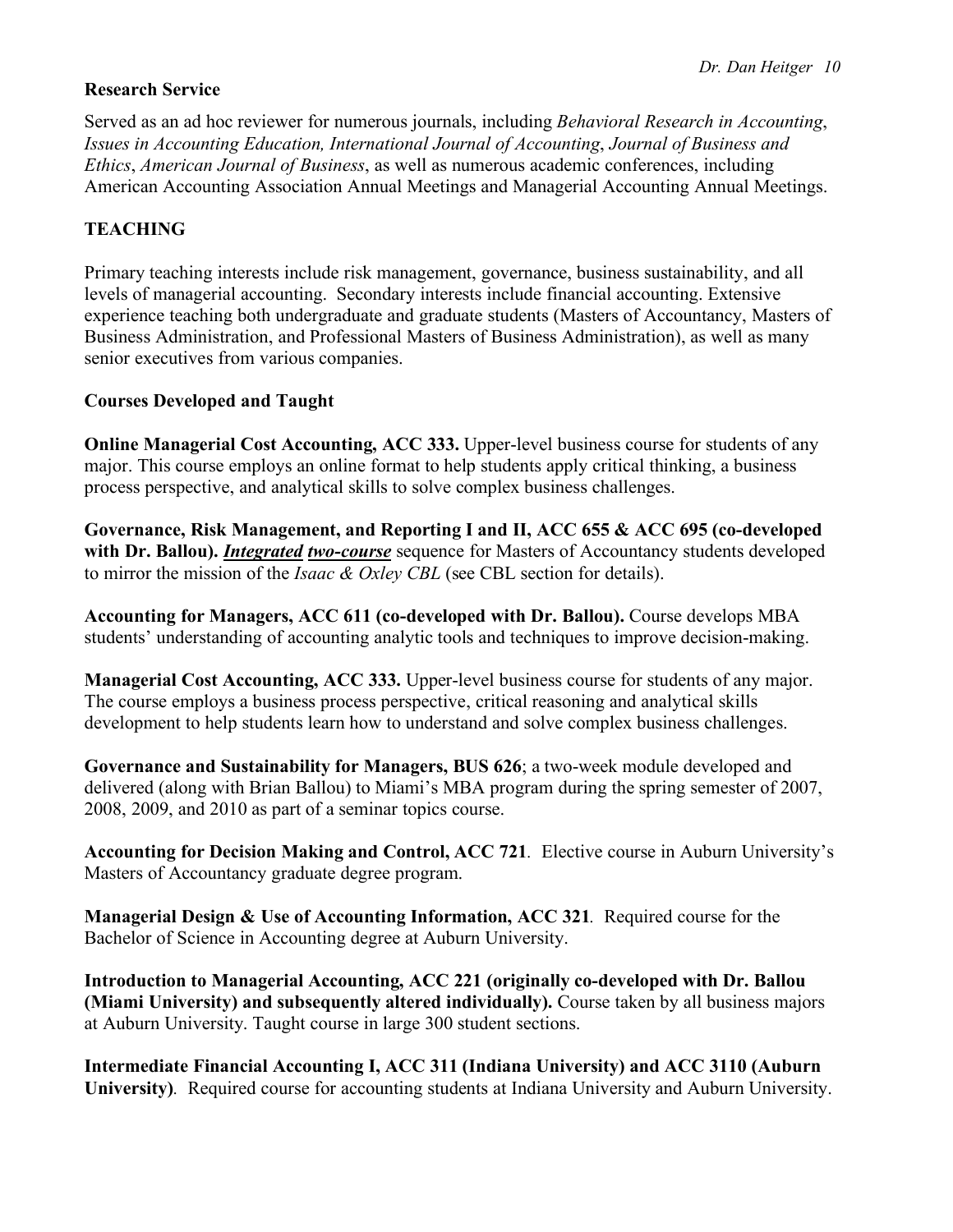**Research Service**

Served as an ad hoc reviewer for numerous journals, including *Behavioral Research in Accounting*, *Issues in Accounting Education, International Journal of Accounting*, *Journal of Business and Ethics*, *American Journal of Business*, as well as numerous academic conferences, including American Accounting Association Annual Meetings and Managerial Accounting Annual Meetings.

## TEACHING

Primary teaching interests include risk management, governance, business sustainability, and all levels of managerial accounting. Secondary interests include financial accounting. Extensive experience teaching both undergraduate and graduate students (Masters of Accountancy, Masters of Business Administration, and Professional Masters of Business Administration), as well as many senior executives from various companies.

### Courses Developed and Taught

**Online Managerial Cost Accounting, ACC 333.** Upper-level business course for students of any major. This course employs an online format to help students apply critical thinking, a business process perspective, and analytical skills to solve complex business challenges.

**Governance, Risk Management, and Reporting I and II, ACC 655 & ACC 695 (co-developed with Dr. Ballou).** ***Integrated*** ***two-course*** sequence for Masters of Accountancy students developed to mirror the mission of the *Isaac & Oxley CBL* (see CBL section for details).

**Accounting for Managers, ACC 611 (co-developed with Dr. Ballou).** Course develops MBA students' understanding of accounting analytic tools and techniques to improve decision-making.

**Managerial Cost Accounting, ACC 333.** Upper-level business course for students of any major. The course employs a business process perspective, critical reasoning and analytical skills development to help students learn how to understand and solve complex business challenges.

**Governance and Sustainability for Managers, BUS 626**; a two-week module developed and delivered (along with Brian Ballou) to Miami's MBA program during the spring semester of 2007, 2008, 2009, and 2010 as part of a seminar topics course.

**Accounting for Decision Making and Control, ACC 721**. Elective course in Auburn University's Masters of Accountancy graduate degree program.

**Managerial Design & Use of Accounting Information, ACC 321**. Required course for the Bachelor of Science in Accounting degree at Auburn University.

**Introduction to Managerial Accounting, ACC 221 (originally co-developed with Dr. Ballou (Miami University) and subsequently altered individually).** Course taken by all business majors at Auburn University. Taught course in large 300 student sections.

**Intermediate Financial Accounting I, ACC 311 (Indiana University) and ACC 3110 (Auburn University)**. Required course for accounting students at Indiana University and Auburn University.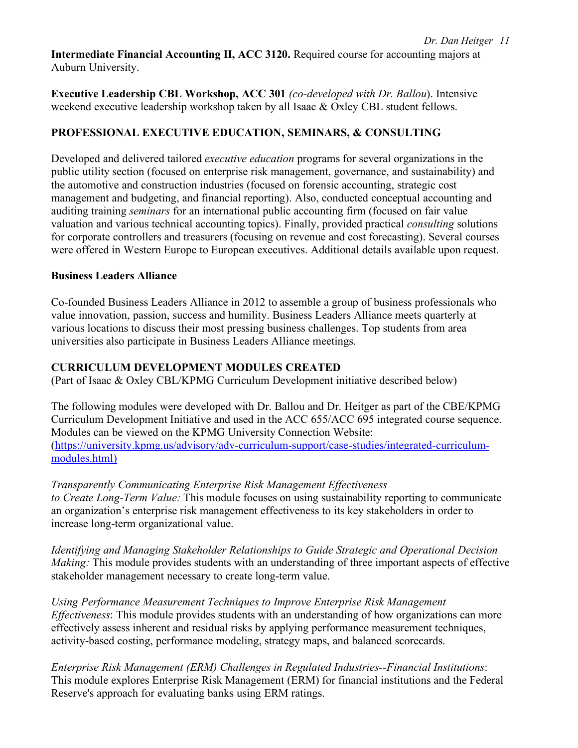**Intermediate Financial Accounting II, ACC 3120.** Required course for accounting majors at Auburn University.

**Executive Leadership CBL Workshop, ACC 301** *(co-developed with Dr. Ballou*). Intensive weekend executive leadership workshop taken by all Isaac & Oxley CBL student fellows.

## PROFESSIONAL EXECUTIVE EDUCATION, SEMINARS, & CONSULTING

Developed and delivered tailored *executive education* programs for several organizations in the public utility section (focused on enterprise risk management, governance, and sustainability) and the automotive and construction industries (focused on forensic accounting, strategic cost management and budgeting, and financial reporting). Also, conducted conceptual accounting and auditing training *seminars* for an international public accounting firm (focused on fair value valuation and various technical accounting topics). Finally, provided practical *consulting* solutions for corporate controllers and treasurers (focusing on revenue and cost forecasting). Several courses were offered in Western Europe to European executives. Additional details available upon request.

### Business Leaders Alliance

Co-founded Business Leaders Alliance in 2012 to assemble a group of business professionals who value innovation, passion, success and humility. Business Leaders Alliance meets quarterly at various locations to discuss their most pressing business challenges. Top students from area universities also participate in Business Leaders Alliance meetings.

## CURRICULUM DEVELOPMENT MODULES CREATED

(Part of Isaac & Oxley CBL/KPMG Curriculum Development initiative described below)

The following modules were developed with Dr. Ballou and Dr. Heitger as part of the CBE/KPMG Curriculum Development Initiative and used in the ACC 655/ACC 695 integrated course sequence. Modules can be viewed on the KPMG University Connection Website: (https://university.kpmg.us/advisory/adv-curriculum-support/case-studies/integrated-curriculum-modules.html)

*Transparently Communicating Enterprise Risk Management Effectiveness to Create Long-Term Value:* This module focuses on using sustainability reporting to communicate an organization's enterprise risk management effectiveness to its key stakeholders in order to increase long-term organizational value.

*Identifying and Managing Stakeholder Relationships to Guide Strategic and Operational Decision Making:* This module provides students with an understanding of three important aspects of effective stakeholder management necessary to create long-term value.

*Using Performance Measurement Techniques to Improve Enterprise Risk Management Effectiveness*: This module provides students with an understanding of how organizations can more effectively assess inherent and residual risks by applying performance measurement techniques, activity-based costing, performance modeling, strategy maps, and balanced scorecards.

*Enterprise Risk Management (ERM) Challenges in Regulated Industries--Financial Institutions*: This module explores Enterprise Risk Management (ERM) for financial institutions and the Federal Reserve's approach for evaluating banks using ERM ratings.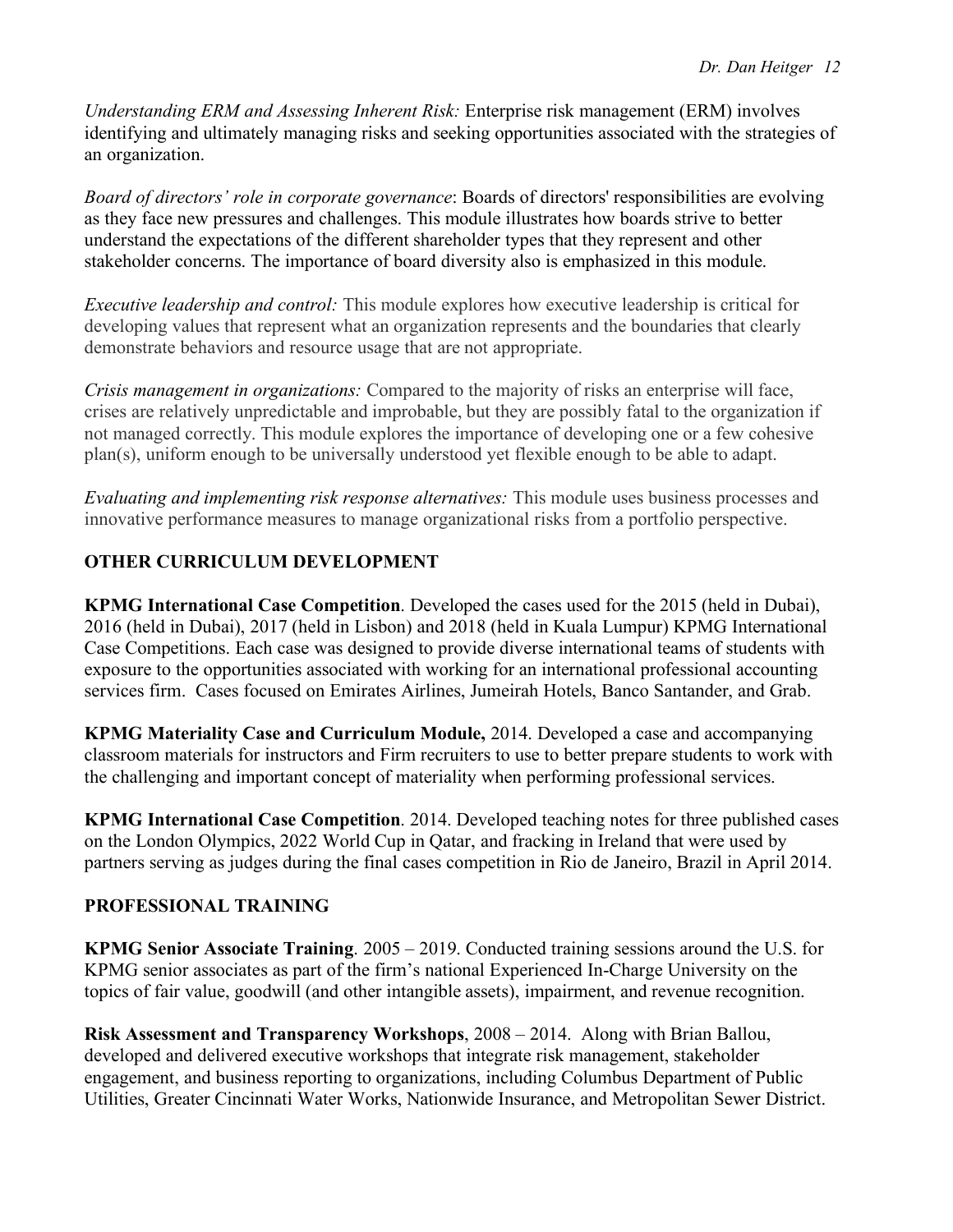*Understanding ERM and Assessing Inherent Risk:* Enterprise risk management (ERM) involves identifying and ultimately managing risks and seeking opportunities associated with the strategies of an organization.

*Board of directors' role in corporate governance*: Boards of directors' responsibilities are evolving as they face new pressures and challenges. This module illustrates how boards strive to better understand the expectations of the different shareholder types that they represent and other stakeholder concerns. The importance of board diversity also is emphasized in this module.

*Executive leadership and control:* This module explores how executive leadership is critical for developing values that represent what an organization represents and the boundaries that clearly demonstrate behaviors and resource usage that are not appropriate.

*Crisis management in organizations:* Compared to the majority of risks an enterprise will face, crises are relatively unpredictable and improbable, but they are possibly fatal to the organization if not managed correctly. This module explores the importance of developing one or a few cohesive plan(s), uniform enough to be universally understood yet flexible enough to be able to adapt.

*Evaluating and implementing risk response alternatives:* This module uses business processes and innovative performance measures to manage organizational risks from a portfolio perspective.

## OTHER CURRICULUM DEVELOPMENT

**KPMG International Case Competition**. Developed the cases used for the 2015 (held in Dubai), 2016 (held in Dubai), 2017 (held in Lisbon) and 2018 (held in Kuala Lumpur) KPMG International Case Competitions. Each case was designed to provide diverse international teams of students with exposure to the opportunities associated with working for an international professional accounting services firm. Cases focused on Emirates Airlines, Jumeirah Hotels, Banco Santander, and Grab.

**KPMG Materiality Case and Curriculum Module,** 2014. Developed a case and accompanying classroom materials for instructors and Firm recruiters to use to better prepare students to work with the challenging and important concept of materiality when performing professional services.

**KPMG International Case Competition**. 2014. Developed teaching notes for three published cases on the London Olympics, 2022 World Cup in Qatar, and fracking in Ireland that were used by partners serving as judges during the final cases competition in Rio de Janeiro, Brazil in April 2014.

## PROFESSIONAL TRAINING

**KPMG Senior Associate Training**. 2005 – 2019. Conducted training sessions around the U.S. for KPMG senior associates as part of the firm's national Experienced In-Charge University on the topics of fair value, goodwill (and other intangible assets), impairment, and revenue recognition.

**Risk Assessment and Transparency Workshops**, 2008 – 2014. Along with Brian Ballou, developed and delivered executive workshops that integrate risk management, stakeholder engagement, and business reporting to organizations, including Columbus Department of Public Utilities, Greater Cincinnati Water Works, Nationwide Insurance, and Metropolitan Sewer District.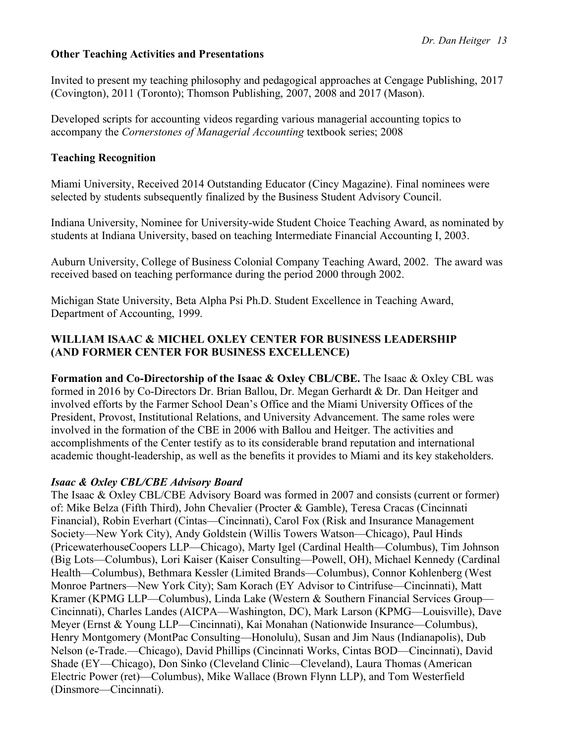**Other Teaching Activities and Presentations**

Invited to present my teaching philosophy and pedagogical approaches at Cengage Publishing, 2017 (Covington), 2011 (Toronto); Thomson Publishing, 2007, 2008 and 2017 (Mason).

Developed scripts for accounting videos regarding various managerial accounting topics to accompany the *Cornerstones of Managerial Accounting* textbook series; 2008

**Teaching Recognition**

Miami University, Received 2014 Outstanding Educator (Cincy Magazine). Final nominees were selected by students subsequently finalized by the Business Student Advisory Council.

Indiana University, Nominee for University-wide Student Choice Teaching Award, as nominated by students at Indiana University, based on teaching Intermediate Financial Accounting I, 2003.

Auburn University, College of Business Colonial Company Teaching Award, 2002. The award was received based on teaching performance during the period 2000 through 2002.

Michigan State University, Beta Alpha Psi Ph.D. Student Excellence in Teaching Award, Department of Accounting, 1999.

## WILLIAM ISAAC & MICHEL OXLEY CENTER FOR BUSINESS LEADERSHIP (AND FORMER CENTER FOR BUSINESS EXCELLENCE)

**Formation and Co-Directorship of the Isaac & Oxley CBL/CBE.** The Isaac & Oxley CBL was formed in 2016 by Co-Directors Dr. Brian Ballou, Dr. Megan Gerhardt & Dr. Dan Heitger and involved efforts by the Farmer School Dean's Office and the Miami University Offices of the President, Provost, Institutional Relations, and University Advancement. The same roles were involved in the formation of the CBE in 2006 with Ballou and Heitger. The activities and accomplishments of the Center testify as to its considerable brand reputation and international academic thought-leadership, as well as the benefits it provides to Miami and its key stakeholders.

***Isaac & Oxley CBL/CBE Advisory Board***

The Isaac & Oxley CBL/CBE Advisory Board was formed in 2007 and consists (current or former) of: Mike Belza (Fifth Third), John Chevalier (Procter & Gamble), Teresa Cracas (Cincinnati Financial), Robin Everhart (Cintas—Cincinnati), Carol Fox (Risk and Insurance Management Society—New York City), Andy Goldstein (Willis Towers Watson—Chicago), Paul Hinds (PricewaterhouseCoopers LLP—Chicago), Marty Igel (Cardinal Health—Columbus), Tim Johnson (Big Lots—Columbus), Lori Kaiser (Kaiser Consulting—Powell, OH), Michael Kennedy (Cardinal Health—Columbus), Bethmara Kessler (Limited Brands—Columbus), Connor Kohlenberg (West Monroe Partners—New York City); Sam Korach (EY Advisor to Cintrifuse—Cincinnati), Matt Kramer (KPMG LLP—Columbus), Linda Lake (Western & Southern Financial Services Group—Cincinnati), Charles Landes (AICPA—Washington, DC), Mark Larson (KPMG—Louisville), Dave Meyer (Ernst & Young LLP—Cincinnati), Kai Monahan (Nationwide Insurance—Columbus), Henry Montgomery (MontPac Consulting—Honolulu), Susan and Jim Naus (Indianapolis), Dub Nelson (e-Trade.—Chicago), David Phillips (Cincinnati Works, Cintas BOD—Cincinnati), David Shade (EY—Chicago), Don Sinko (Cleveland Clinic—Cleveland), Laura Thomas (American Electric Power (ret)—Columbus), Mike Wallace (Brown Flynn LLP), and Tom Westerfield (Dinsmore—Cincinnati).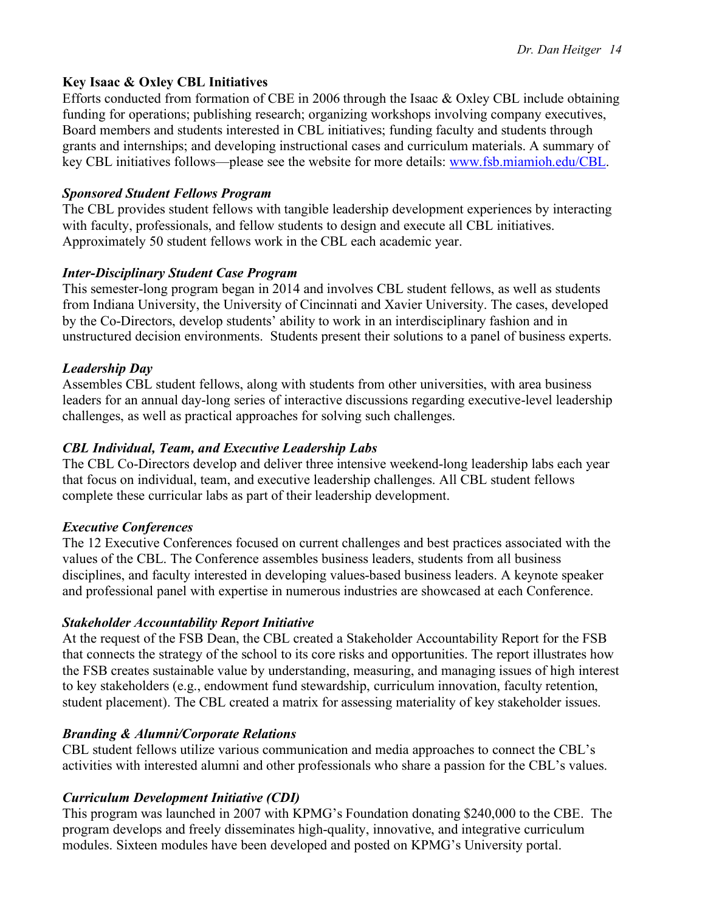## Key Isaac & Oxley CBL Initiatives

Efforts conducted from formation of CBE in 2006 through the Isaac & Oxley CBL include obtaining funding for operations; publishing research; organizing workshops involving company executives, Board members and students interested in CBL initiatives; funding faculty and students through grants and internships; and developing instructional cases and curriculum materials. A summary of key CBL initiatives follows—please see the website for more details: [www.fsb.miamioh.edu/CBL](http://www.fsb.miamioh.edu/CBL).

### *Sponsored Student Fellows Program*

The CBL provides student fellows with tangible leadership development experiences by interacting with faculty, professionals, and fellow students to design and execute all CBL initiatives. Approximately 50 student fellows work in the CBL each academic year.

### *Inter-Disciplinary Student Case Program*

This semester-long program began in 2014 and involves CBL student fellows, as well as students from Indiana University, the University of Cincinnati and Xavier University. The cases, developed by the Co-Directors, develop students' ability to work in an interdisciplinary fashion and in unstructured decision environments. Students present their solutions to a panel of business experts.

### *Leadership Day*

Assembles CBL student fellows, along with students from other universities, with area business leaders for an annual day-long series of interactive discussions regarding executive-level leadership challenges, as well as practical approaches for solving such challenges.

### *CBL Individual, Team, and Executive Leadership Labs*

The CBL Co-Directors develop and deliver three intensive weekend-long leadership labs each year that focus on individual, team, and executive leadership challenges. All CBL student fellows complete these curricular labs as part of their leadership development.

### *Executive Conferences*

The 12 Executive Conferences focused on current challenges and best practices associated with the values of the CBL. The Conference assembles business leaders, students from all business disciplines, and faculty interested in developing values-based business leaders. A keynote speaker and professional panel with expertise in numerous industries are showcased at each Conference.

### *Stakeholder Accountability Report Initiative*

At the request of the FSB Dean, the CBL created a Stakeholder Accountability Report for the FSB that connects the strategy of the school to its core risks and opportunities. The report illustrates how the FSB creates sustainable value by understanding, measuring, and managing issues of high interest to key stakeholders (e.g., endowment fund stewardship, curriculum innovation, faculty retention, student placement). The CBL created a matrix for assessing materiality of key stakeholder issues.

### *Branding & Alumni/Corporate Relations*

CBL student fellows utilize various communication and media approaches to connect the CBL's activities with interested alumni and other professionals who share a passion for the CBL's values.

### *Curriculum Development Initiative (CDI)*

This program was launched in 2007 with KPMG's Foundation donating $240,000 to the CBE. The program develops and freely disseminates high-quality, innovative, and integrative curriculum modules. Sixteen modules have been developed and posted on KPMG's University portal.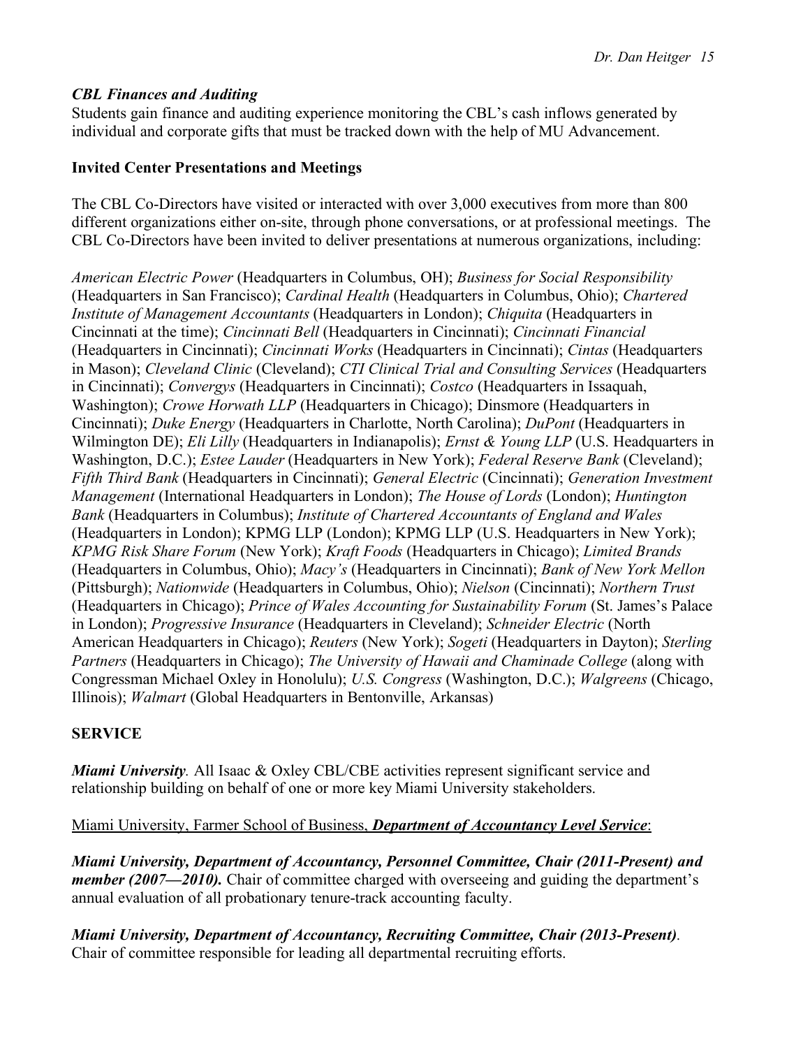### *CBL Finances and Auditing*

Students gain finance and auditing experience monitoring the CBL's cash inflows generated by individual and corporate gifts that must be tracked down with the help of MU Advancement.

### **Invited Center Presentations and Meetings**

The CBL Co-Directors have visited or interacted with over 3,000 executives from more than 800 different organizations either on-site, through phone conversations, or at professional meetings. The CBL Co-Directors have been invited to deliver presentations at numerous organizations, including:

*American Electric Power* (Headquarters in Columbus, OH); *Business for Social Responsibility* (Headquarters in San Francisco); *Cardinal Health* (Headquarters in Columbus, Ohio); *Chartered Institute of Management Accountants* (Headquarters in London); *Chiquita* (Headquarters in Cincinnati at the time); *Cincinnati Bell* (Headquarters in Cincinnati); *Cincinnati Financial* (Headquarters in Cincinnati); *Cincinnati Works* (Headquarters in Cincinnati); *Cintas* (Headquarters in Mason); *Cleveland Clinic* (Cleveland); *CTI Clinical Trial and Consulting Services* (Headquarters in Cincinnati); *Convergys* (Headquarters in Cincinnati); *Costco* (Headquarters in Issaquah, Washington); *Crowe Horwath LLP* (Headquarters in Chicago); Dinsmore (Headquarters in Cincinnati); *Duke Energy* (Headquarters in Charlotte, North Carolina); *DuPont* (Headquarters in Wilmington DE); *Eli Lilly* (Headquarters in Indianapolis); *Ernst & Young LLP* (U.S. Headquarters in Washington, D.C.); *Estee Lauder* (Headquarters in New York); *Federal Reserve Bank* (Cleveland); *Fifth Third Bank* (Headquarters in Cincinnati); *General Electric* (Cincinnati); *Generation Investment Management* (International Headquarters in London); *The House of Lords* (London); *Huntington Bank* (Headquarters in Columbus); *Institute of Chartered Accountants of England and Wales* (Headquarters in London); KPMG LLP (London); KPMG LLP (U.S. Headquarters in New York); *KPMG Risk Share Forum* (New York); *Kraft Foods* (Headquarters in Chicago); *Limited Brands* (Headquarters in Columbus, Ohio); *Macy's* (Headquarters in Cincinnati); *Bank of New York Mellon* (Pittsburgh); *Nationwide* (Headquarters in Columbus, Ohio); *Nielson* (Cincinnati); *Northern Trust* (Headquarters in Chicago); *Prince of Wales Accounting for Sustainability Forum* (St. James's Palace in London); *Progressive Insurance* (Headquarters in Cleveland); *Schneider Electric* (North American Headquarters in Chicago); *Reuters* (New York); *Sogeti* (Headquarters in Dayton); *Sterling Partners* (Headquarters in Chicago); *The University of Hawaii and Chaminade College* (along with Congressman Michael Oxley in Honolulu); *U.S. Congress* (Washington, D.C.); *Walgreens* (Chicago, Illinois); *Walmart* (Global Headquarters in Bentonville, Arkansas)

## **SERVICE**

***Miami University**.* All Isaac & Oxley CBL/CBE activities represent significant service and relationship building on behalf of one or more key Miami University stakeholders.

Miami University, Farmer School of Business, ***Department of Accountancy Level Service***:

***Miami University, Department of Accountancy, Personnel Committee, Chair (2011-Present) and member (2007—2010).*** Chair of committee charged with overseeing and guiding the department's annual evaluation of all probationary tenure-track accounting faculty.

***Miami University, Department of Accountancy, Recruiting Committee, Chair (2013-Present)***. Chair of committee responsible for leading all departmental recruiting efforts.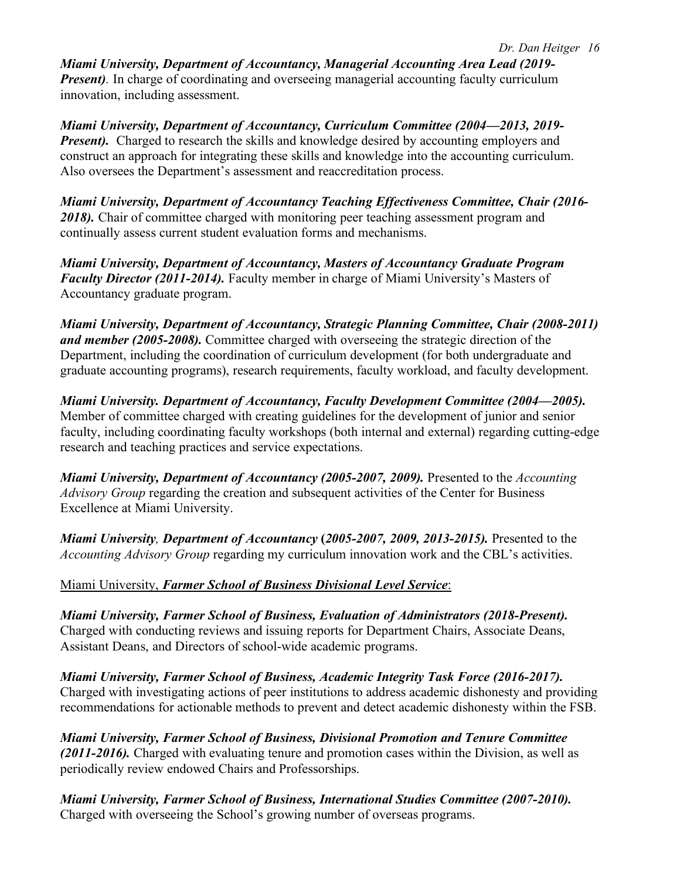***Miami University, Department of Accountancy, Managerial Accounting Area Lead (2019-Present)**.* In charge of coordinating and overseeing managerial accounting faculty curriculum innovation, including assessment.

***Miami University, Department of Accountancy, Curriculum Committee (2004—2013, 2019-Present).*** Charged to research the skills and knowledge desired by accounting employers and construct an approach for integrating these skills and knowledge into the accounting curriculum. Also oversees the Department's assessment and reaccreditation process.

***Miami University, Department of Accountancy Teaching Effectiveness Committee, Chair (2016-2018).*** Chair of committee charged with monitoring peer teaching assessment program and continually assess current student evaluation forms and mechanisms.

***Miami University, Department of Accountancy, Masters of Accountancy Graduate Program Faculty Director (2011-2014).*** Faculty member in charge of Miami University's Masters of Accountancy graduate program.

***Miami University, Department of Accountancy, Strategic Planning Committee, Chair (2008-2011) and member (2005-2008).*** Committee charged with overseeing the strategic direction of the Department, including the coordination of curriculum development (for both undergraduate and graduate accounting programs), research requirements, faculty workload, and faculty development.

***Miami University. Department of Accountancy, Faculty Development Committee (2004—2005).*** Member of committee charged with creating guidelines for the development of junior and senior faculty, including coordinating faculty workshops (both internal and external) regarding cutting-edge research and teaching practices and service expectations.

***Miami University, Department of Accountancy (2005-2007, 2009).*** Presented to the *Accounting Advisory Group* regarding the creation and subsequent activities of the Center for Business Excellence at Miami University.

***Miami University, Department of Accountancy (2005-2007, 2009, 2013-2015).*** Presented to the *Accounting Advisory Group* regarding my curriculum innovation work and the CBL's activities.

<u>Miami University, ***Farmer School of Business Divisional Level Service***</u>:

***Miami University, Farmer School of Business, Evaluation of Administrators (2018-Present).*** Charged with conducting reviews and issuing reports for Department Chairs, Associate Deans, Assistant Deans, and Directors of school-wide academic programs.

***Miami University, Farmer School of Business, Academic Integrity Task Force (2016-2017).*** Charged with investigating actions of peer institutions to address academic dishonesty and providing recommendations for actionable methods to prevent and detect academic dishonesty within the FSB.

***Miami University, Farmer School of Business, Divisional Promotion and Tenure Committee (2011-2016).*** Charged with evaluating tenure and promotion cases within the Division, as well as periodically review endowed Chairs and Professorships.

***Miami University, Farmer School of Business, International Studies Committee (2007-2010).*** Charged with overseeing the School's growing number of overseas programs.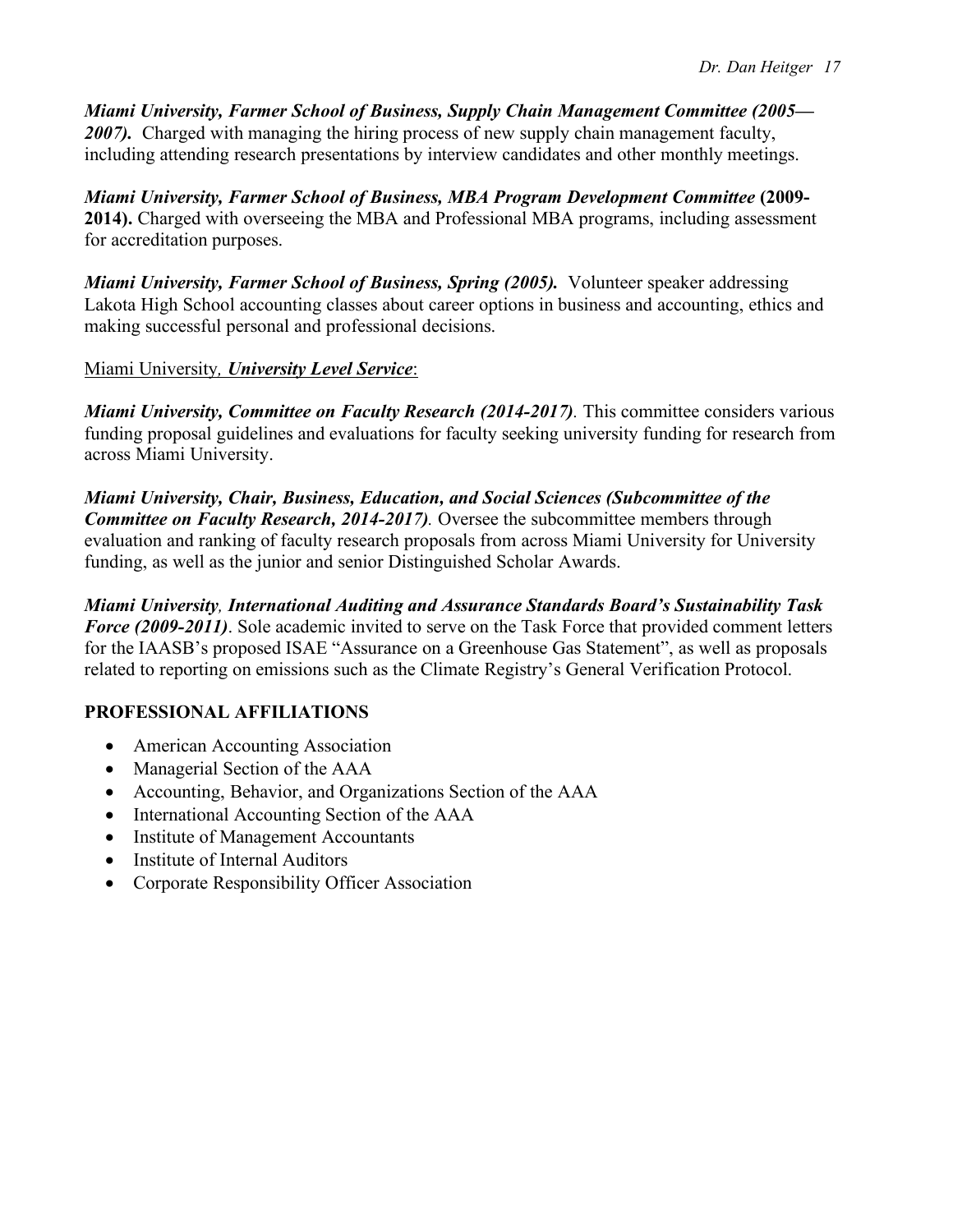***Miami University, Farmer School of Business, Supply Chain Management Committee (2005—2007).*** Charged with managing the hiring process of new supply chain management faculty, including attending research presentations by interview candidates and other monthly meetings.

***Miami University, Farmer School of Business, MBA Program Development Committee* (2009-2014).** Charged with overseeing the MBA and Professional MBA programs, including assessment for accreditation purposes.

***Miami University, Farmer School of Business, Spring (2005).*** Volunteer speaker addressing Lakota High School accounting classes about career options in business and accounting, ethics and making successful personal and professional decisions.

<u>Miami University, ***University Level Service***:</u>

***Miami University, Committee on Faculty Research (2014-2017).*** This committee considers various funding proposal guidelines and evaluations for faculty seeking university funding for research from across Miami University.

***Miami University, Chair, Business, Education, and Social Sciences (Subcommittee of the Committee on Faculty Research, 2014-2017).*** Oversee the subcommittee members through evaluation and ranking of faculty research proposals from across Miami University for University funding, as well as the junior and senior Distinguished Scholar Awards.

***Miami University, International Auditing and Assurance Standards Board's Sustainability Task Force (2009-2011).*** Sole academic invited to serve on the Task Force that provided comment letters for the IAASB's proposed ISAE "Assurance on a Greenhouse Gas Statement", as well as proposals related to reporting on emissions such as the Climate Registry's General Verification Protocol.

## PROFESSIONAL AFFILIATIONS

- American Accounting Association
- Managerial Section of the AAA
- Accounting, Behavior, and Organizations Section of the AAA
- International Accounting Section of the AAA
- Institute of Management Accountants
- Institute of Internal Auditors
- Corporate Responsibility Officer Association